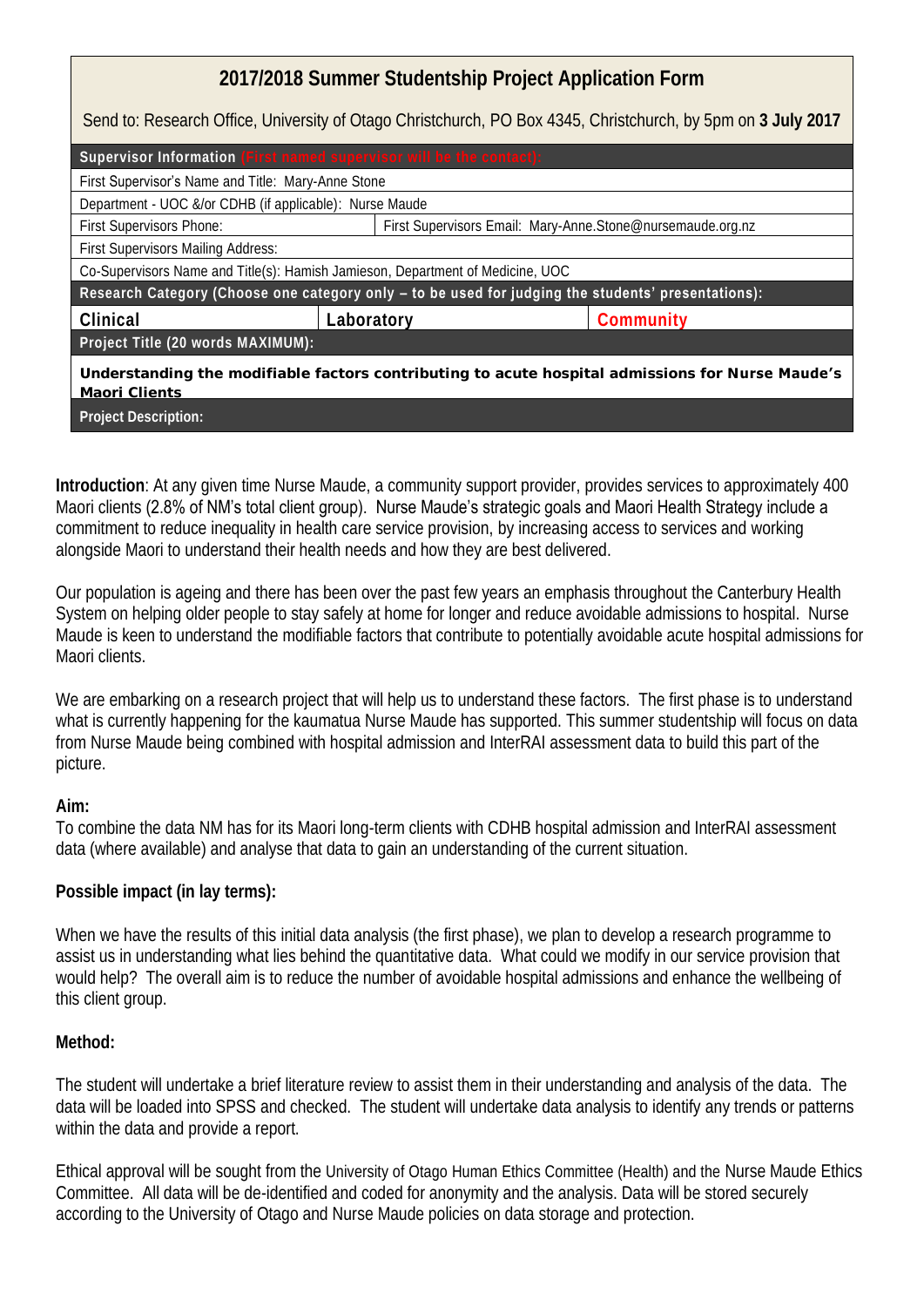# 2017/2018 Summer Studentship Project Application Form

Send to: Research Office, University of Otago Christchurch, PO Box 4345, Christchurch, by 5pm on **3 July 2017**

| **Supervisor Information** (First named supervisor will be the contact): | |
|---|---|
| First Supervisor's Name and Title: Mary-Anne Stone | |
| Department - UOC &/or CDHB (if applicable): Nurse Maude | |
| First Supervisors Phone: | First Supervisors Email: Mary-Anne.Stone@nursemaude.org.nz |
| First Supervisors Mailing Address: | |
| Co-Supervisors Name and Title(s): Hamish Jamieson, Department of Medicine, UOC | |

**Research Category (Choose one category only – to be used for judging the students' presentations):**

| Clinical | Laboratory | Community |
|---|---|---|

**Project Title (20 words MAXIMUM):**

**Understanding the modifiable factors contributing to acute hospital admissions for Nurse Maude's Maori Clients**

**Project Description:**

**Introduction**: At any given time Nurse Maude, a community support provider, provides services to approximately 400 Maori clients (2.8% of NM's total client group). Nurse Maude's strategic goals and Maori Health Strategy include a commitment to reduce inequality in health care service provision, by increasing access to services and working alongside Maori to understand their health needs and how they are best delivered.

Our population is ageing and there has been over the past few years an emphasis throughout the Canterbury Health System on helping older people to stay safely at home for longer and reduce avoidable admissions to hospital. Nurse Maude is keen to understand the modifiable factors that contribute to potentially avoidable acute hospital admissions for Maori clients.

We are embarking on a research project that will help us to understand these factors. The first phase is to understand what is currently happening for the kaumatua Nurse Maude has supported. This summer studentship will focus on data from Nurse Maude being combined with hospital admission and InterRAI assessment data to build this part of the picture.

**Aim:**

To combine the data NM has for its Maori long-term clients with CDHB hospital admission and InterRAI assessment data (where available) and analyse that data to gain an understanding of the current situation.

**Possible impact (in lay terms):**

When we have the results of this initial data analysis (the first phase), we plan to develop a research programme to assist us in understanding what lies behind the quantitative data. What could we modify in our service provision that would help? The overall aim is to reduce the number of avoidable hospital admissions and enhance the wellbeing of this client group.

**Method:**

The student will undertake a brief literature review to assist them in their understanding and analysis of the data. The data will be loaded into SPSS and checked. The student will undertake data analysis to identify any trends or patterns within the data and provide a report.

Ethical approval will be sought from the University of Otago Human Ethics Committee (Health) and the Nurse Maude Ethics Committee. All data will be de-identified and coded for anonymity and the analysis. Data will be stored securely according to the University of Otago and Nurse Maude policies on data storage and protection.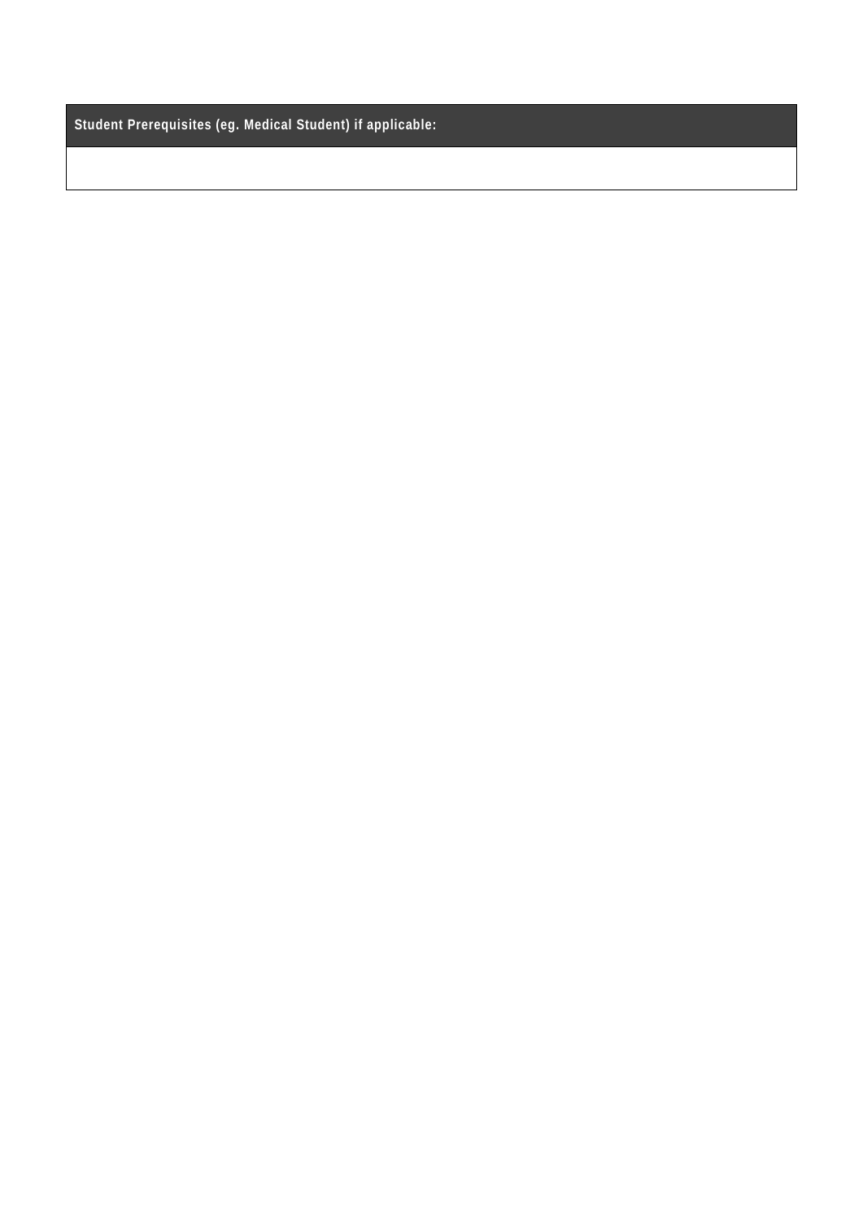| Student Prerequisites (eg. Medical Student) if applicable: |
| --- |
| |